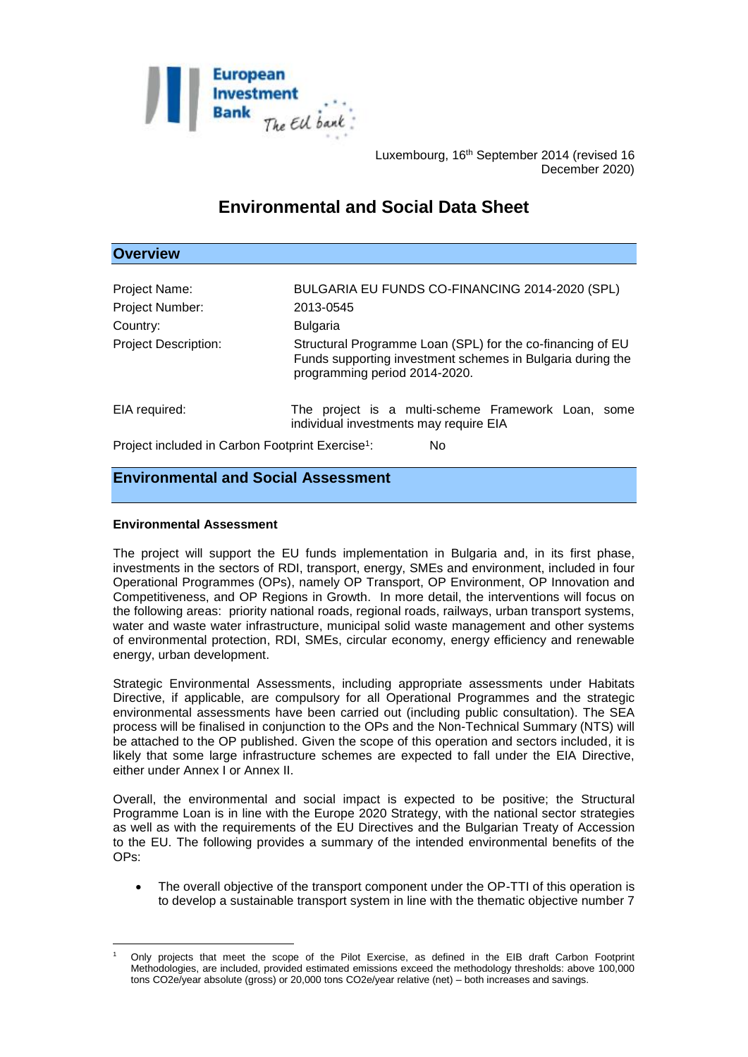Luxembourg, 16th September 2014 (revised 16 December 2020)

# Environmental and Social Data Sheet

## Overview

| | |
|---|---|
| Project Name: | BULGARIA EU FUNDS CO-FINANCING 2014-2020 (SPL) |
| Project Number: | 2013-0545 |
| Country: | Bulgaria |
| Project Description: | Structural Programme Loan (SPL) for the co-financing of EU Funds supporting investment schemes in Bulgaria during the programming period 2014-2020. |
| EIA required: | The project is a multi-scheme Framework Loan, some individual investments may require EIA |
| Project included in Carbon Footprint Exercise[1]: | No |

## Environmental and Social Assessment

**Environmental Assessment**

The project will support the EU funds implementation in Bulgaria and, in its first phase, investments in the sectors of RDI, transport, energy, SMEs and environment, included in four Operational Programmes (OPs), namely OP Transport, OP Environment, OP Innovation and Competitiveness, and OP Regions in Growth. In more detail, the interventions will focus on the following areas: priority national roads, regional roads, railways, urban transport systems, water and waste water infrastructure, municipal solid waste management and other systems of environmental protection, RDI, SMEs, circular economy, energy efficiency and renewable energy, urban development.

Strategic Environmental Assessments, including appropriate assessments under Habitats Directive, if applicable, are compulsory for all Operational Programmes and the strategic environmental assessments have been carried out (including public consultation). The SEA process will be finalised in conjunction to the OPs and the Non-Technical Summary (NTS) will be attached to the OP published. Given the scope of this operation and sectors included, it is likely that some large infrastructure schemes are expected to fall under the EIA Directive, either under Annex I or Annex II.

Overall, the environmental and social impact is expected to be positive; the Structural Programme Loan is in line with the Europe 2020 Strategy, with the national sector strategies as well as with the requirements of the EU Directives and the Bulgarian Treaty of Accession to the EU. The following provides a summary of the intended environmental benefits of the OPs:

- The overall objective of the transport component under the OP-TTI of this operation is to develop a sustainable transport system in line with the thematic objective number 7

[1] Only projects that meet the scope of the Pilot Exercise, as defined in the EIB draft Carbon Footprint Methodologies, are included, provided estimated emissions exceed the methodology thresholds: above 100,000 tons CO2e/year absolute (gross) or 20,000 tons CO2e/year relative (net) – both increases and savings.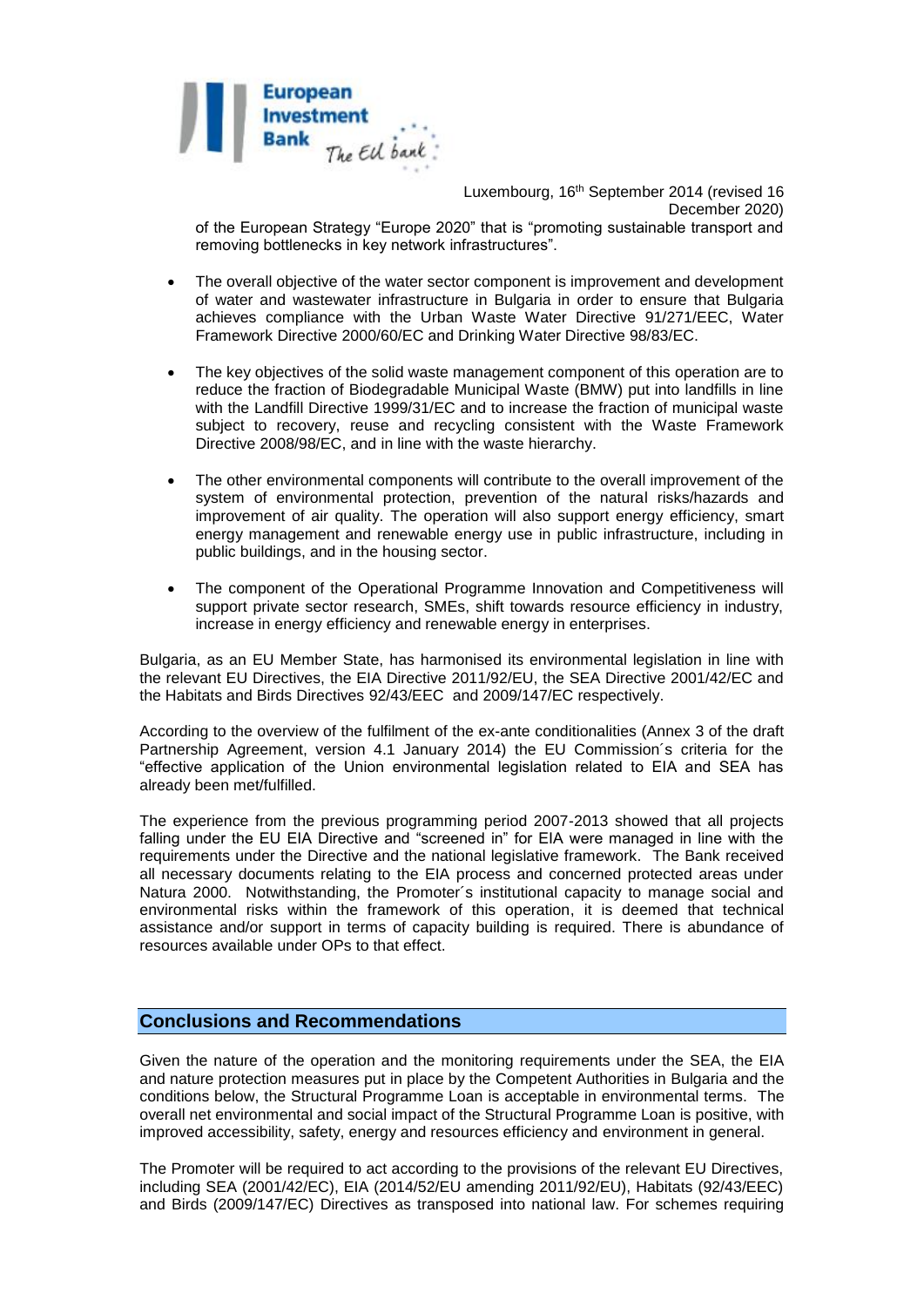Luxembourg, 16th September 2014 (revised 16 December 2020)

of the European Strategy "Europe 2020" that is "promoting sustainable transport and removing bottlenecks in key network infrastructures".

- The overall objective of the water sector component is improvement and development of water and wastewater infrastructure in Bulgaria in order to ensure that Bulgaria achieves compliance with the Urban Waste Water Directive 91/271/EEC, Water Framework Directive 2000/60/EC and Drinking Water Directive 98/83/EC.

- The key objectives of the solid waste management component of this operation are to reduce the fraction of Biodegradable Municipal Waste (BMW) put into landfills in line with the Landfill Directive 1999/31/EC and to increase the fraction of municipal waste subject to recovery, reuse and recycling consistent with the Waste Framework Directive 2008/98/EC, and in line with the waste hierarchy.

- The other environmental components will contribute to the overall improvement of the system of environmental protection, prevention of the natural risks/hazards and improvement of air quality. The operation will also support energy efficiency, smart energy management and renewable energy use in public infrastructure, including in public buildings, and in the housing sector.

- The component of the Operational Programme Innovation and Competitiveness will support private sector research, SMEs, shift towards resource efficiency in industry, increase in energy efficiency and renewable energy in enterprises.

Bulgaria, as an EU Member State, has harmonised its environmental legislation in line with the relevant EU Directives, the EIA Directive 2011/92/EU, the SEA Directive 2001/42/EC and the Habitats and Birds Directives 92/43/EEC and 2009/147/EC respectively.

According to the overview of the fulfilment of the ex-ante conditionalities (Annex 3 of the draft Partnership Agreement, version 4.1 January 2014) the EU Commission´s criteria for the "effective application of the Union environmental legislation related to EIA and SEA has already been met/fulfilled.

The experience from the previous programming period 2007-2013 showed that all projects falling under the EU EIA Directive and "screened in" for EIA were managed in line with the requirements under the Directive and the national legislative framework. The Bank received all necessary documents relating to the EIA process and concerned protected areas under Natura 2000. Notwithstanding, the Promoter´s institutional capacity to manage social and environmental risks within the framework of this operation, it is deemed that technical assistance and/or support in terms of capacity building is required. There is abundance of resources available under OPs to that effect.

## Conclusions and Recommendations

Given the nature of the operation and the monitoring requirements under the SEA, the EIA and nature protection measures put in place by the Competent Authorities in Bulgaria and the conditions below, the Structural Programme Loan is acceptable in environmental terms. The overall net environmental and social impact of the Structural Programme Loan is positive, with improved accessibility, safety, energy and resources efficiency and environment in general.

The Promoter will be required to act according to the provisions of the relevant EU Directives, including SEA (2001/42/EC), EIA (2014/52/EU amending 2011/92/EU), Habitats (92/43/EEC) and Birds (2009/147/EC) Directives as transposed into national law. For schemes requiring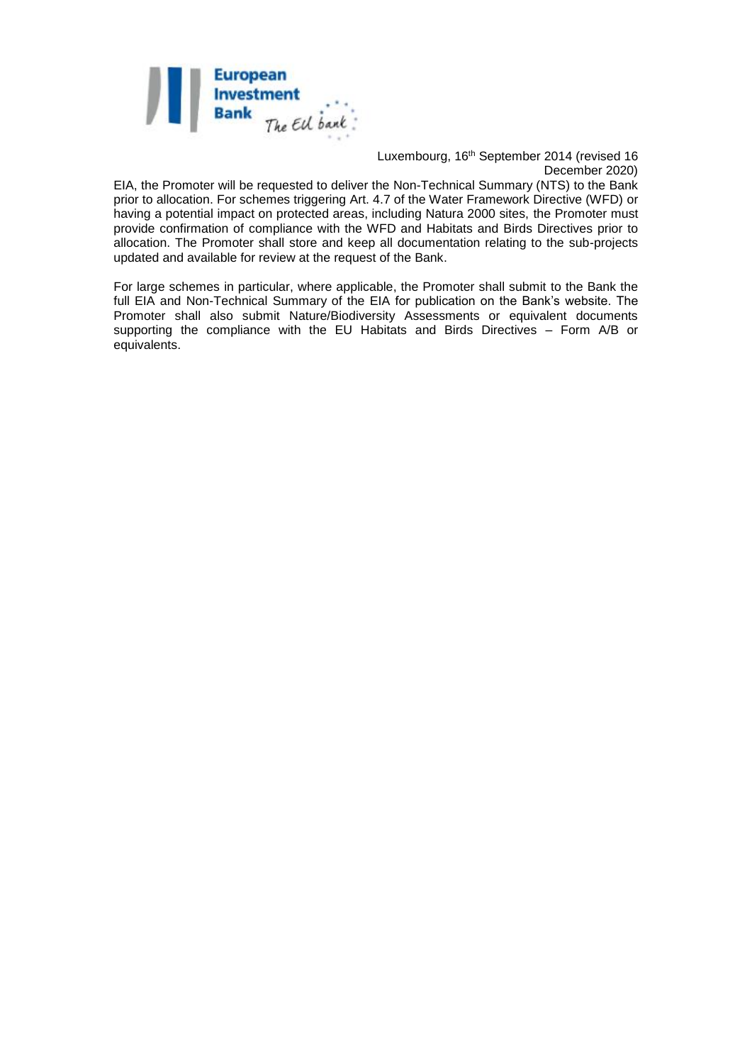EIA, the Promoter will be requested to deliver the Non-Technical Summary (NTS) to the Bank prior to allocation. For schemes triggering Art. 4.7 of the Water Framework Directive (WFD) or having a potential impact on protected areas, including Natura 2000 sites, the Promoter must provide confirmation of compliance with the WFD and Habitats and Birds Directives prior to allocation. The Promoter shall store and keep all documentation relating to the sub-projects updated and available for review at the request of the Bank.

For large schemes in particular, where applicable, the Promoter shall submit to the Bank the full EIA and Non-Technical Summary of the EIA for publication on the Bank's website. The Promoter shall also submit Nature/Biodiversity Assessments or equivalent documents supporting the compliance with the EU Habitats and Birds Directives – Form A/B or equivalents.